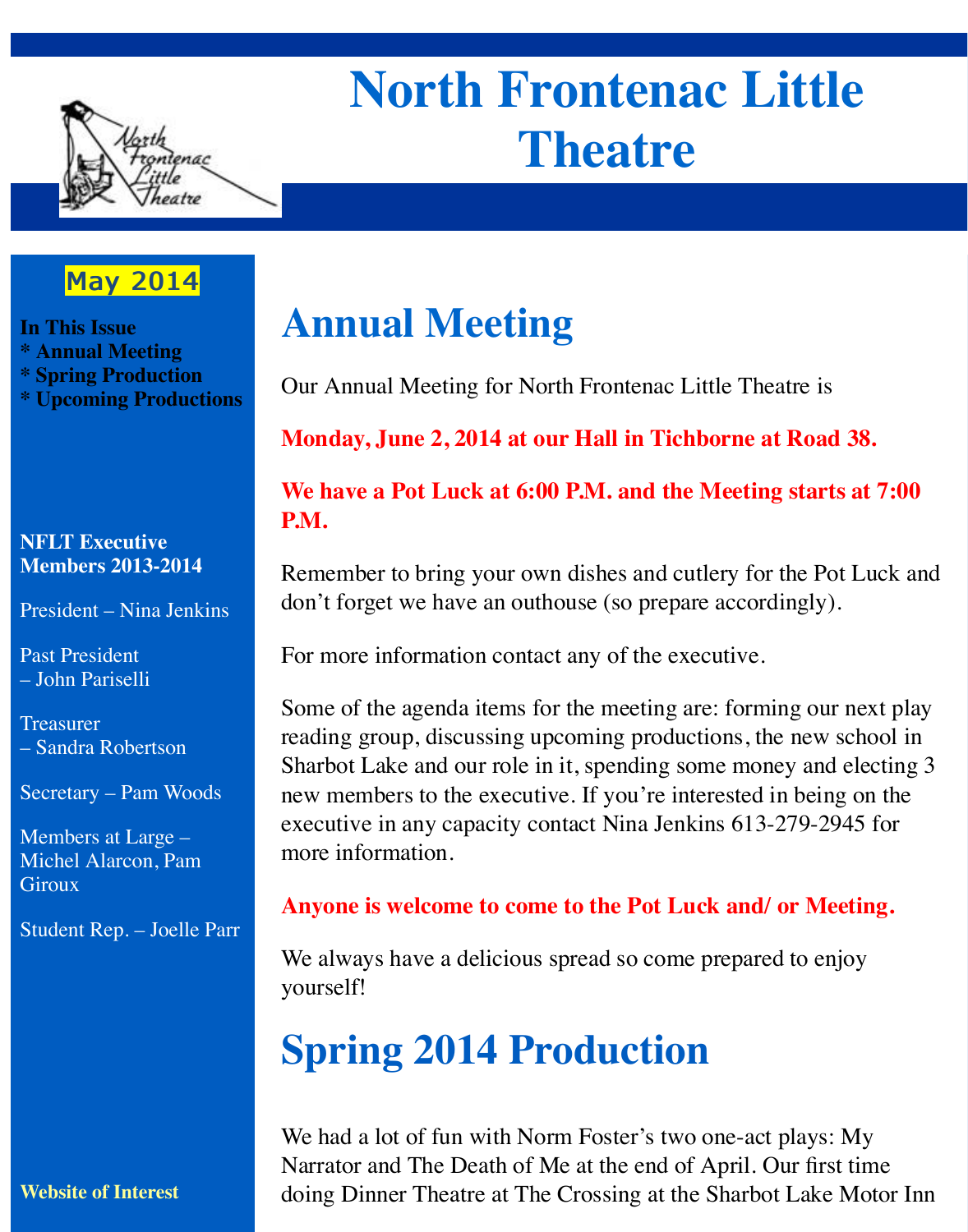# North Frontenac Little Theatre

**May 2014**

**In This Issue**
**\* Annual Meeting**
**\* Spring Production**
**\* Upcoming Productions**

**NFLT Executive Members 2013-2014**

President – Nina Jenkins

Past President – John Pariselli

Treasurer – Sandra Robertson

Secretary – Pam Woods

Members at Large – Michel Alarcon, Pam Giroux

Student Rep. – Joelle Parr

**Website of Interest**

## Annual Meeting

Our Annual Meeting for North Frontenac Little Theatre is

**Monday, June 2, 2014 at our Hall in Tichborne at Road 38.**

**We have a Pot Luck at 6:00 P.M. and the Meeting starts at 7:00 P.M.**

Remember to bring your own dishes and cutlery for the Pot Luck and don't forget we have an outhouse (so prepare accordingly).

For more information contact any of the executive.

Some of the agenda items for the meeting are: forming our next play reading group, discussing upcoming productions, the new school in Sharbot Lake and our role in it, spending some money and electing 3 new members to the executive. If you're interested in being on the executive in any capacity contact Nina Jenkins 613-279-2945 for more information.

**Anyone is welcome to come to the Pot Luck and/ or Meeting.**

We always have a delicious spread so come prepared to enjoy yourself!

## Spring 2014 Production

We had a lot of fun with Norm Foster's two one-act plays: My Narrator and The Death of Me at the end of April. Our first time doing Dinner Theatre at The Crossing at the Sharbot Lake Motor Inn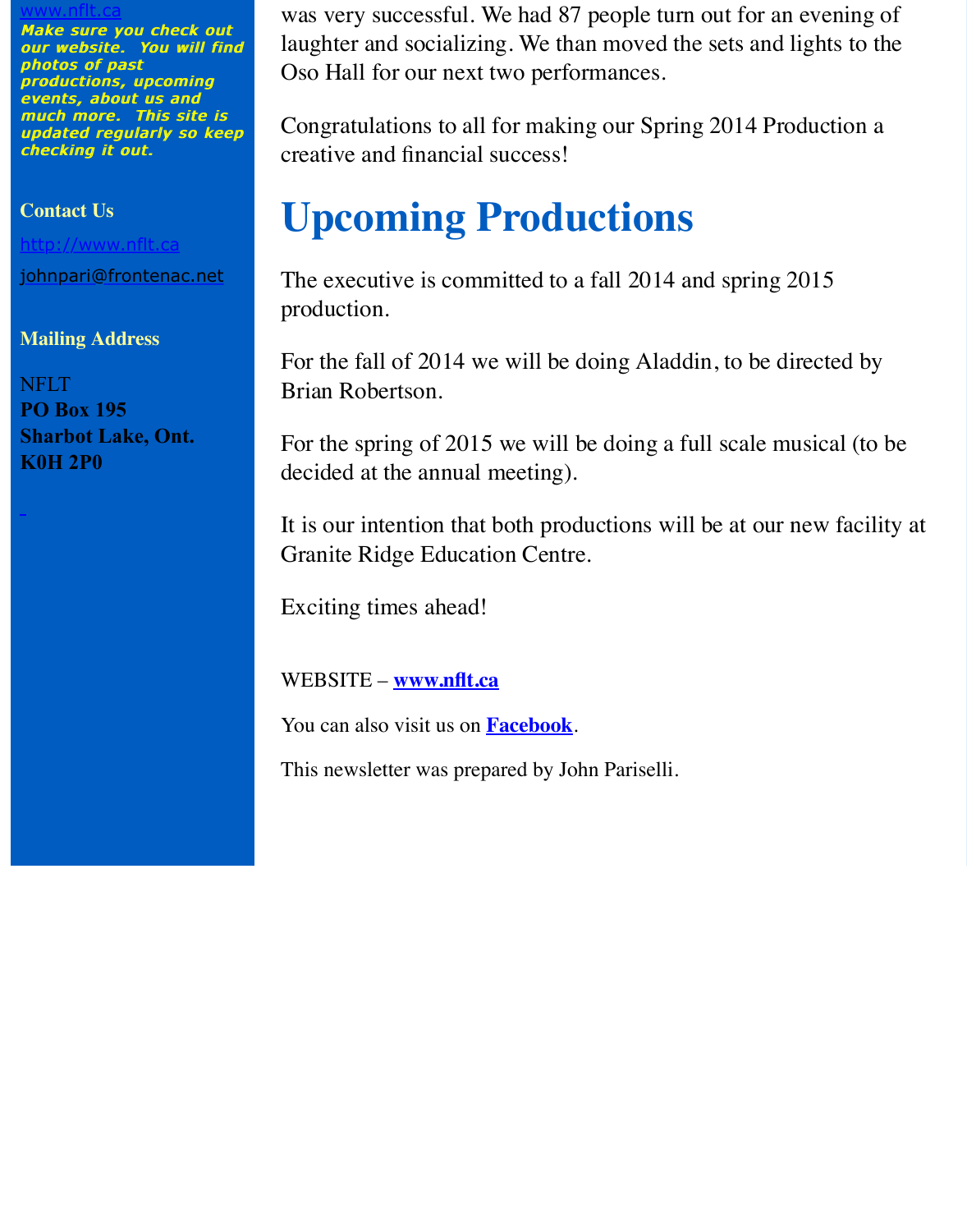www.nflt.ca

***Make sure you check out our website. You will find photos of past productions, upcoming events, about us and much more. This site is updated regularly so keep checking it out.***

**Contact Us**

http://www.nflt.ca

johnpari@frontenac.net

**Mailing Address**

NFLT
**PO Box 195**
**Sharbot Lake, Ont.**
**K0H 2P0**

was very successful. We had 87 people turn out for an evening of laughter and socializing. We than moved the sets and lights to the Oso Hall for our next two performances.

Congratulations to all for making our Spring 2014 Production a creative and financial success!

# Upcoming Productions

The executive is committed to a fall 2014 and spring 2015 production.

For the fall of 2014 we will be doing Aladdin, to be directed by Brian Robertson.

For the spring of 2015 we will be doing a full scale musical (to be decided at the annual meeting).

It is our intention that both productions will be at our new facility at Granite Ridge Education Centre.

Exciting times ahead!

WEBSITE – **www.nflt.ca**

You can also visit us on **Facebook**.

This newsletter was prepared by John Pariselli.